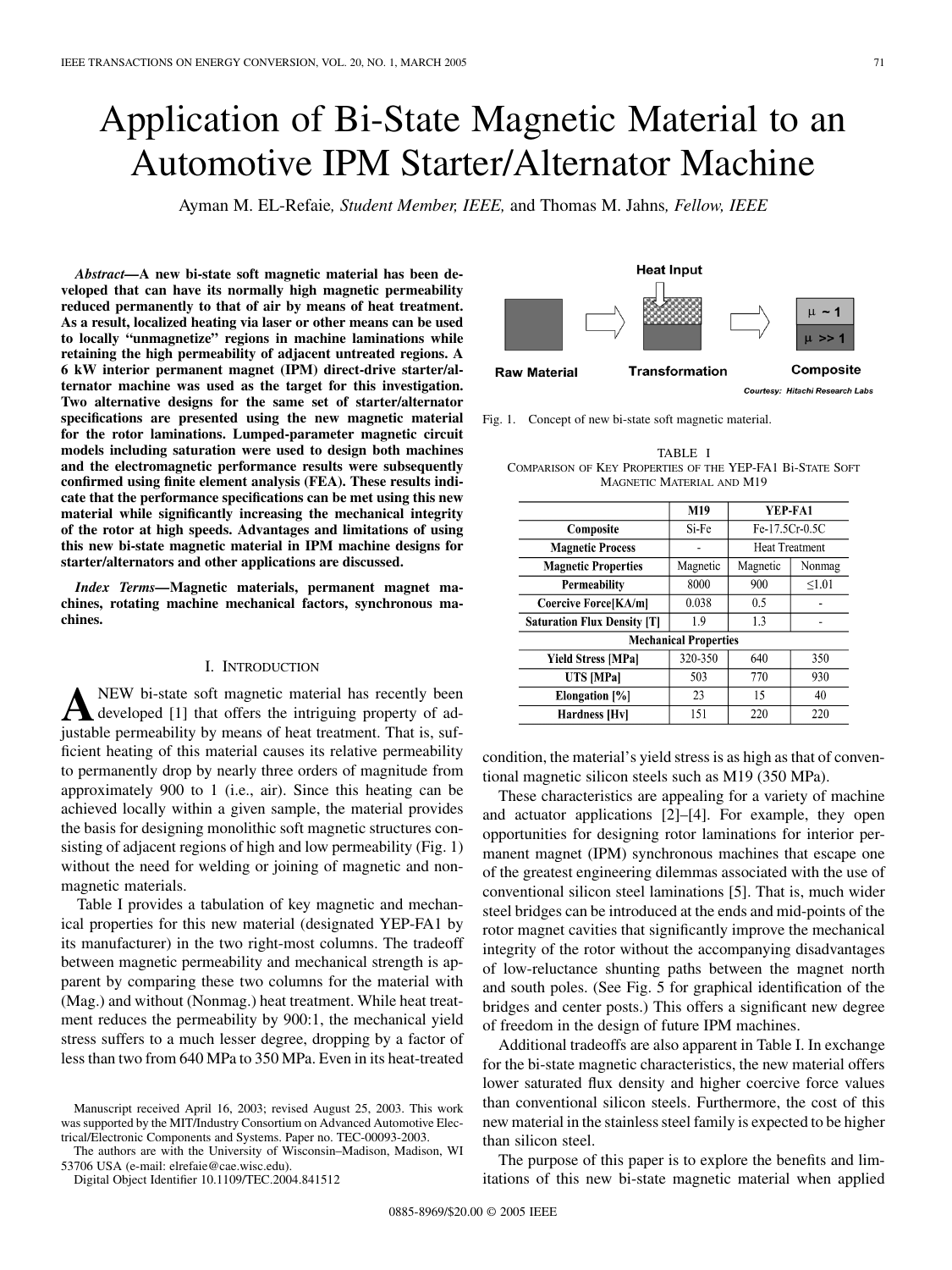# Application of Bi-State Magnetic Material to an Automotive IPM Starter/Alternator Machine

Ayman M. EL-Refaie, *Student Member, IEEE,* and Thomas M. Jahns, *Fellow, IEEE*

***Abstract*—A new bi-state soft magnetic material has been developed that can have its normally high magnetic permeability reduced permanently to that of air by means of heat treatment. As a result, localized heating via laser or other means can be used to locally "unmagnetize" regions in machine laminations while retaining the high permeability of adjacent untreated regions. A 6 kW interior permanent magnet (IPM) direct-drive starter/alternator machine was used as the target for this investigation. Two alternative designs for the same set of starter/alternator specifications are presented using the new magnetic material for the rotor laminations. Lumped-parameter magnetic circuit models including saturation were used to design both machines and the electromagnetic performance results were subsequently confirmed using finite element analysis (FEA). These results indicate that the performance specifications can be met using this new material while significantly increasing the mechanical integrity of the rotor at high speeds. Advantages and limitations of using this new bi-state magnetic material in IPM machine designs for starter/alternators and other applications are discussed.**

***Index Terms*—Magnetic materials, permanent magnet machines, rotating machine mechanical factors, synchronous machines.**

## I. Introduction

A new bi-state soft magnetic material has recently been developed [1] that offers the intriguing property of adjustable permeability by means of heat treatment. That is, sufficient heating of this material causes its relative permeability to permanently drop by nearly three orders of magnitude from approximately 900 to 1 (i.e., air). Since this heating can be achieved locally within a given sample, the material provides the basis for designing monolithic soft magnetic structures consisting of adjacent regions of high and low permeability (Fig. 1) without the need for welding or joining of magnetic and nonmagnetic materials.

Table I provides a tabulation of key magnetic and mechanical properties for this new material (designated YEP-FA1 by its manufacturer) in the two right-most columns. The tradeoff between magnetic permeability and mechanical strength is apparent by comparing these two columns for the material with (Mag.) and without (Nonmag.) heat treatment. While heat treatment reduces the permeability by 900:1, the mechanical yield stress suffers to a much lesser degree, dropping by a factor of less than two from 640 MPa to 350 MPa. Even in its heat-treated condition, the material's yield stress is as high as that of conventional magnetic silicon steels such as M19 (350 MPa).

Heat Input

Raw Material → Transformation → Composite ($\mu \sim 1$ / $\mu >> 1$)

*Courtesy: Hitachi Research Labs*

Fig. 1. Concept of new bi-state soft magnetic material.

TABLE I
Comparison of Key Properties of the YEP-FA1 Bi-State Soft Magnetic Material and M19

| | M19 | YEP-FA1 | |
|---|---|---|---|
| **Composite** | Si-Fe | Fe-17.5Cr-0.5C | |
| **Magnetic Process** | - | Heat Treatment | |
| **Magnetic Properties** | Magnetic | Magnetic | Nonmag |
| **Permeability** | 8000 | 900 | ≤1.01 |
| **Coercive Force[KA/m]** | 0.038 | 0.5 | - |
| **Saturation Flux Density [T]** | 1.9 | 1.3 | - |
| **Mechanical Properties** | | | |
| **Yield Stress [MPa]** | 320-350 | 640 | 350 |
| **UTS [MPa]** | 503 | 770 | 930 |
| **Elongation [%]** | 23 | 15 | 40 |
| **Hardness [Hv]** | 151 | 220 | 220 |

These characteristics are appealing for a variety of machine and actuator applications [2]–[4]. For example, they open opportunities for designing rotor laminations for interior permanent magnet (IPM) synchronous machines that escape one of the greatest engineering dilemmas associated with the use of conventional silicon steel laminations [5]. That is, much wider steel bridges can be introduced at the ends and mid-points of the rotor magnet cavities that significantly improve the mechanical integrity of the rotor without the accompanying disadvantages of low-reluctance shunting paths between the magnet north and south poles. (See Fig. 5 for graphical identification of the bridges and center posts.) This offers a significant new degree of freedom in the design of future IPM machines.

Additional tradeoffs are also apparent in Table I. In exchange for the bi-state magnetic characteristics, the new material offers lower saturated flux density and higher coercive force values than conventional silicon steels. Furthermore, the cost of this new material in the stainless steel family is expected to be higher than silicon steel.

The purpose of this paper is to explore the benefits and limitations of this new bi-state magnetic material when applied

Manuscript received April 16, 2003; revised August 25, 2003. This work was supported by the MIT/Industry Consortium on Advanced Automotive Electrical/Electronic Components and Systems. Paper no. TEC-00093-2003.

The authors are with the University of Wisconsin–Madison, Madison, WI 53706 USA (e-mail: elrefaie@cae.wisc.edu).

Digital Object Identifier 10.1109/TEC.2004.841512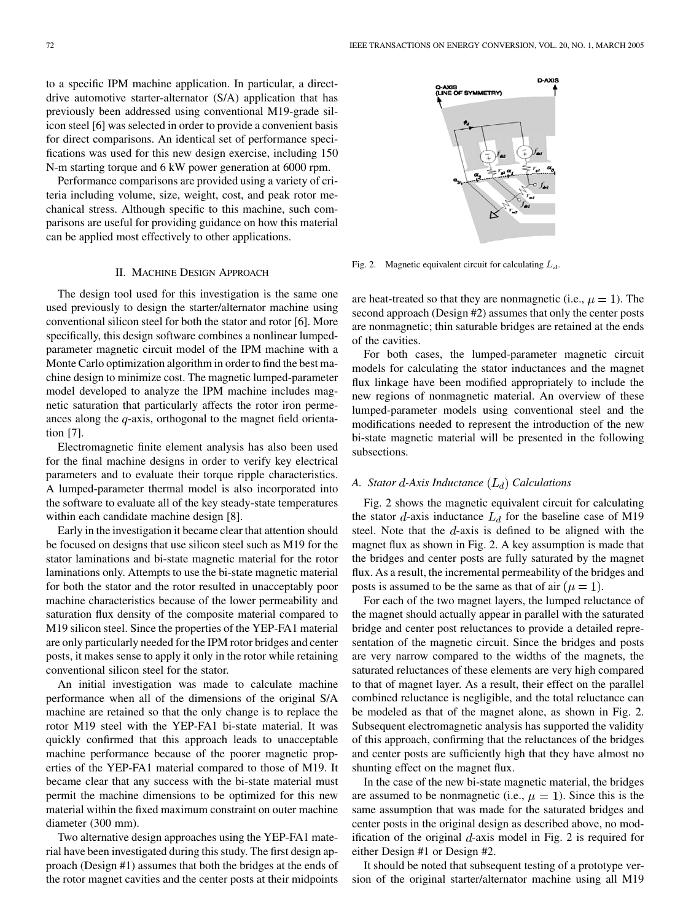to a specific IPM machine application. In particular, a direct-drive automotive starter-alternator (S/A) application that has previously been addressed using conventional M19-grade silicon steel [6] was selected in order to provide a convenient basis for direct comparisons. An identical set of performance specifications was used for this new design exercise, including 150 N-m starting torque and 6 kW power generation at 6000 rpm.

Performance comparisons are provided using a variety of criteria including volume, size, weight, cost, and peak rotor mechanical stress. Although specific to this machine, such comparisons are useful for providing guidance on how this material can be applied most effectively to other applications.

## II. Machine Design Approach

The design tool used for this investigation is the same one used previously to design the starter/alternator machine using conventional silicon steel for both the stator and rotor [6]. More specifically, this design software combines a nonlinear lumped-parameter magnetic circuit model of the IPM machine with a Monte Carlo optimization algorithm in order to find the best machine design to minimize cost. The magnetic lumped-parameter model developed to analyze the IPM machine includes magnetic saturation that particularly affects the rotor iron permeances along the $q$-axis, orthogonal to the magnet field orientation [7].

Electromagnetic finite element analysis has also been used for the final machine designs in order to verify key electrical parameters and to evaluate their torque ripple characteristics. A lumped-parameter thermal model is also incorporated into the software to evaluate all of the key steady-state temperatures within each candidate machine design [8].

Early in the investigation it became clear that attention should be focused on designs that use silicon steel such as M19 for the stator laminations and bi-state magnetic material for the rotor laminations only. Attempts to use the bi-state magnetic material for both the stator and the rotor resulted in unacceptably poor machine characteristics because of the lower permeability and saturation flux density of the composite material compared to M19 silicon steel. Since the properties of the YEP-FA1 material are only particularly needed for the IPM rotor bridges and center posts, it makes sense to apply it only in the rotor while retaining conventional silicon steel for the stator.

An initial investigation was made to calculate machine performance when all of the dimensions of the original S/A machine are retained so that the only change is to replace the rotor M19 steel with the YEP-FA1 bi-state material. It was quickly confirmed that this approach leads to unacceptable machine performance because of the poorer magnetic properties of the YEP-FA1 material compared to those of M19. It became clear that any success with the bi-state material must permit the machine dimensions to be optimized for this new material within the fixed maximum constraint on outer machine diameter (300 mm).

Two alternative design approaches using the YEP-FA1 material have been investigated during this study. The first design approach (Design #1) assumes that both the bridges at the ends of the rotor magnet cavities and the center posts at their midpoints are heat-treated so that they are nonmagnetic (i.e., $\mu = 1$). The second approach (Design #2) assumes that only the center posts are nonmagnetic; thin saturable bridges are retained at the ends of the cavities.

Fig. 2. Magnetic equivalent circuit for calculating $L_d$.

For both cases, the lumped-parameter magnetic circuit models for calculating the stator inductances and the magnet flux linkage have been modified appropriately to include the new regions of nonmagnetic material. An overview of these lumped-parameter models using conventional steel and the modifications needed to represent the introduction of the new bi-state magnetic material will be presented in the following subsections.

### A. Stator $d$-Axis Inductance ($L_d$) Calculations

Fig. 2 shows the magnetic equivalent circuit for calculating the stator $d$-axis inductance $L_d$ for the baseline case of M19 steel. Note that the $d$-axis is defined to be aligned with the magnet flux as shown in Fig. 2. A key assumption is made that the bridges and center posts are fully saturated by the magnet flux. As a result, the incremental permeability of the bridges and posts is assumed to be the same as that of air ($\mu = 1$).

For each of the two magnet layers, the lumped reluctance of the magnet should actually appear in parallel with the saturated bridge and center post reluctances to provide a detailed representation of the magnetic circuit. Since the bridges and posts are very narrow compared to the widths of the magnets, the saturated reluctances of these elements are very high compared to that of magnet layer. As a result, their effect on the parallel combined reluctance is negligible, and the total reluctance can be modeled as that of the magnet alone, as shown in Fig. 2. Subsequent electromagnetic analysis has supported the validity of this approach, confirming that the reluctances of the bridges and center posts are sufficiently high that they have almost no shunting effect on the magnet flux.

In the case of the new bi-state magnetic material, the bridges are assumed to be nonmagnetic (i.e., $\mu = 1$). Since this is the same assumption that was made for the saturated bridges and center posts in the original design as described above, no modification of the original $d$-axis model in Fig. 2 is required for either Design #1 or Design #2.

It should be noted that subsequent testing of a prototype version of the original starter/alternator machine using all M19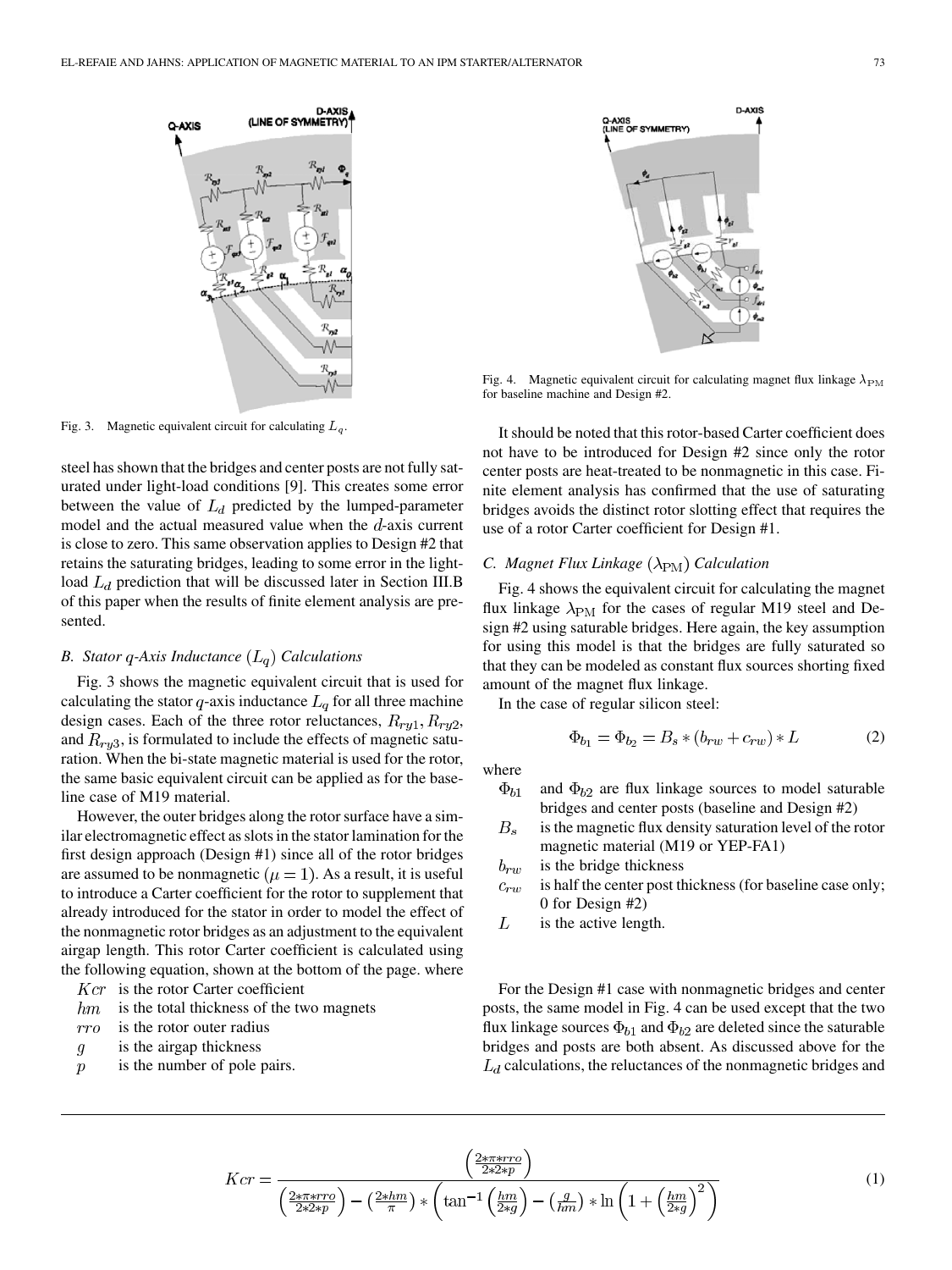Fig. 3. Magnetic equivalent circuit for calculating $L_q$.

Fig. 4. Magnetic equivalent circuit for calculating magnet flux linkage $\lambda_{\mathrm{PM}}$ for baseline machine and Design #2.

steel has shown that the bridges and center posts are not fully saturated under light-load conditions [9]. This creates some error between the value of $L_d$ predicted by the lumped-parameter model and the actual measured value when the $d$-axis current is close to zero. This same observation applies to Design #2 that retains the saturating bridges, leading to some error in the light-load $L_d$ prediction that will be discussed later in Section III.B of this paper when the results of finite element analysis are presented.

### B. Stator $q$-Axis Inductance $(L_q)$ Calculations

Fig. 3 shows the magnetic equivalent circuit that is used for calculating the stator $q$-axis inductance $L_q$ for all three machine design cases. Each of the three rotor reluctances, $R_{ry1}, R_{ry2}$, and $R_{ry3}$, is formulated to include the effects of magnetic saturation. When the bi-state magnetic material is used for the rotor, the same basic equivalent circuit can be applied as for the baseline case of M19 material.

However, the outer bridges along the rotor surface have a similar electromagnetic effect as slots in the stator lamination for the first design approach (Design #1) since all of the rotor bridges are assumed to be nonmagnetic ($\mu = 1$). As a result, it is useful to introduce a Carter coefficient for the rotor to supplement that already introduced for the stator in order to model the effect of the nonmagnetic rotor bridges as an adjustment to the equivalent airgap length. This rotor Carter coefficient is calculated using the following equation, shown at the bottom of the page. where

- $Kcr$ is the rotor Carter coefficient
- $hm$ is the total thickness of the two magnets
- $rro$ is the rotor outer radius
- $g$ is the airgap thickness
- $p$ is the number of pole pairs.

It should be noted that this rotor-based Carter coefficient does not have to be introduced for Design #2 since only the rotor center posts are heat-treated to be nonmagnetic in this case. Finite element analysis has confirmed that the use of saturating bridges avoids the distinct rotor slotting effect that requires the use of a rotor Carter coefficient for Design #1.

### C. Magnet Flux Linkage $(\lambda_{\mathrm{PM}})$ Calculation

Fig. 4 shows the equivalent circuit for calculating the magnet flux linkage $\lambda_{\mathrm{PM}}$ for the cases of regular M19 steel and Design #2 using saturable bridges. Here again, the key assumption for using this model is that the bridges are fully saturated so that they can be modeled as constant flux sources shorting fixed amount of the magnet flux linkage.

In the case of regular silicon steel:

$$\Phi_{b_1} = \Phi_{b_2} = B_s * (b_{rw} + c_{rw}) * L \tag{2}$$

where

- $\Phi_{b1}$ and $\Phi_{b2}$ are flux linkage sources to model saturable bridges and center posts (baseline and Design #2)
- $B_s$ is the magnetic flux density saturation level of the rotor magnetic material (M19 or YEP-FA1)
- $b_{rw}$ is the bridge thickness
- $c_{rw}$ is half the center post thickness (for baseline case only; 0 for Design #2)
- $L$ is the active length.

For the Design #1 case with nonmagnetic bridges and center posts, the same model in Fig. 4 can be used except that the two flux linkage sources $\Phi_{b1}$ and $\Phi_{b2}$ are deleted since the saturable bridges and posts are both absent. As discussed above for the $L_d$ calculations, the reluctances of the nonmagnetic bridges and

$$Kcr = \frac{\left(\frac{2*\pi*rro}{2*2*p}\right)}{\left(\frac{2*\pi*rro}{2*2*p}\right) - \left(\frac{2*hm}{\pi}\right) * \left(\tan^{-1}\left(\frac{hm}{2*g}\right) - \left(\frac{g}{hm}\right) * \ln\left(1 + \left(\frac{hm}{2*g}\right)^2\right)\right)} \tag{1}$$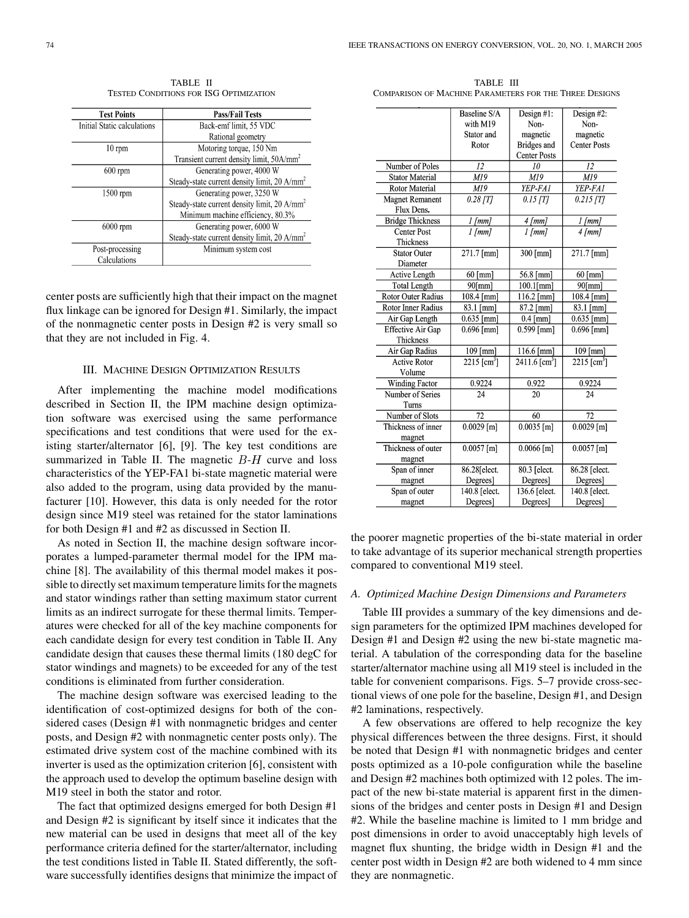TABLE II
TESTED CONDITIONS FOR ISG OPTIMIZATION

| Test Points | Pass/Fail Tests |
|---|---|
| Initial Static calculations | Back-emf limit, 55 VDC<br>Rational geometry |
| 10 rpm | Motoring torque, 150 Nm<br>Transient current density limit, 50A/mm$^2$ |
| 600 rpm | Generating power, 4000 W<br>Steady-state current density limit, 20 A/mm$^2$ |
| 1500 rpm | Generating power, 3250 W<br>Steady-state current density limit, 20 A/mm$^2$<br>Minimum machine efficiency, 80.3% |
| 6000 rpm | Generating power, 6000 W<br>Steady-state current density limit, 20 A/mm$^2$ |
| Post-processing Calculations | Minimum system cost |

center posts are sufficiently high that their impact on the magnet flux linkage can be ignored for Design #1. Similarly, the impact of the nonmagnetic center posts in Design #2 is very small so that they are not included in Fig. 4.

## III. MACHINE DESIGN OPTIMIZATION RESULTS

After implementing the machine model modifications described in Section II, the IPM machine design optimization software was exercised using the same performance specifications and test conditions that were used for the existing starter/alternator [6], [9]. The key test conditions are summarized in Table II. The magnetic $B$-$H$ curve and loss characteristics of the YEP-FA1 bi-state magnetic material were also added to the program, using data provided by the manufacturer [10]. However, this data is only needed for the rotor design since M19 steel was retained for the stator laminations for both Design #1 and #2 as discussed in Section II.

As noted in Section II, the machine design software incorporates a lumped-parameter thermal model for the IPM machine [8]. The availability of this thermal model makes it possible to directly set maximum temperature limits for the magnets and stator windings rather than setting maximum stator current limits as an indirect surrogate for these thermal limits. Temperatures were checked for all of the key machine components for each candidate design for every test condition in Table II. Any candidate design that causes these thermal limits (180 degC for stator windings and magnets) to be exceeded for any of the test conditions is eliminated from further consideration.

The machine design software was exercised leading to the identification of cost-optimized designs for both of the considered cases (Design #1 with nonmagnetic bridges and center posts, and Design #2 with nonmagnetic center posts only). The estimated drive system cost of the machine combined with its inverter is used as the optimization criterion [6], consistent with the approach used to develop the optimum baseline design with M19 steel in both the stator and rotor.

The fact that optimized designs emerged for both Design #1 and Design #2 is significant by itself since it indicates that the new material can be used in designs that meet all of the key performance criteria defined for the starter/alternator, including the test conditions listed in Table II. Stated differently, the software successfully identifies designs that minimize the impact of the poorer magnetic properties of the bi-state material in order to take advantage of its superior mechanical strength properties compared to conventional M19 steel.

TABLE III
COMPARISON OF MACHINE PARAMETERS FOR THE THREE DESIGNS

| | Baseline S/A with M19 Stator and Rotor | Design #1: Non-magnetic Bridges and Center Posts | Design #2: Non-magnetic Center Posts |
|---|---|---|---|
| Number of Poles | *12* | *10* | *12* |
| Stator Material | *M19* | *M19* | *M19* |
| Rotor Material | *M19* | *YEP-FA1* | *YEP-FA1* |
| Magnet Remanent Flux Dens. | *0.28 [T]* | *0.15 [T]* | *0.215 [T]* |
| Bridge Thickness | *1 [mm]* | *4 [mm]* | *1 [mm]* |
| Center Post Thickness | *1 [mm]* | *1 [mm]* | *4 [mm]* |
| Stator Outer Diameter | 271.7 [mm] | 300 [mm] | 271.7 [mm] |
| Active Length | 60 [mm] | 56.8 [mm] | 60 [mm] |
| Total Length | 90[mm] | 100.1[mm] | 90[mm] |
| Rotor Outer Radius | 108.4 [mm] | 116.2 [mm] | 108.4 [mm] |
| Rotor Inner Radius | 83.1 [mm] | 87.2 [mm] | 83.1 [mm] |
| Air Gap Length | 0.635 [mm] | 0.4 [mm] | 0.635 [mm] |
| Effective Air Gap Thickness | 0.696 [mm] | 0.599 [mm] | 0.696 [mm] |
| Air Gap Radius | 109 [mm] | 116.6 [mm] | 109 [mm] |
| Active Rotor Volume | 2215 [cm$^3$] | 2411.6 [cm$^3$] | 2215 [cm$^3$] |
| Winding Factor | 0.9224 | 0.922 | 0.9224 |
| Number of Series Turns | 24 | 20 | 24 |
| Number of Slots | 72 | 60 | 72 |
| Thickness of inner magnet | 0.0029 [m] | 0.0035 [m] | 0.0029 [m] |
| Thickness of outer magnet | 0.0057 [m] | 0.0066 [m] | 0.0057 [m] |
| Span of inner magnet | 86.28[elect. Degrees] | 80.3 [elect. Degrees] | 86.28 [elect. Degrees] |
| Span of outer magnet | 140.8 [elect. Degrees] | 136.6 [elect. Degrees] | 140.8 [elect. Degrees] |

### A. Optimized Machine Design Dimensions and Parameters

Table III provides a summary of the key dimensions and design parameters for the optimized IPM machines developed for Design #1 and Design #2 using the new bi-state magnetic material. A tabulation of the corresponding data for the baseline starter/alternator machine using all M19 steel is included in the table for convenient comparisons. Figs. 5–7 provide cross-sectional views of one pole for the baseline, Design #1, and Design #2 laminations, respectively.

A few observations are offered to help recognize the key physical differences between the three designs. First, it should be noted that Design #1 with nonmagnetic bridges and center posts optimized as a 10-pole configuration while the baseline and Design #2 machines both optimized with 12 poles. The impact of the new bi-state material is apparent first in the dimensions of the bridges and center posts in Design #1 and Design #2. While the baseline machine is limited to 1 mm bridge and post dimensions in order to avoid unacceptably high levels of magnet flux shunting, the bridge width in Design #1 and the center post width in Design #2 are both widened to 4 mm since they are nonmagnetic.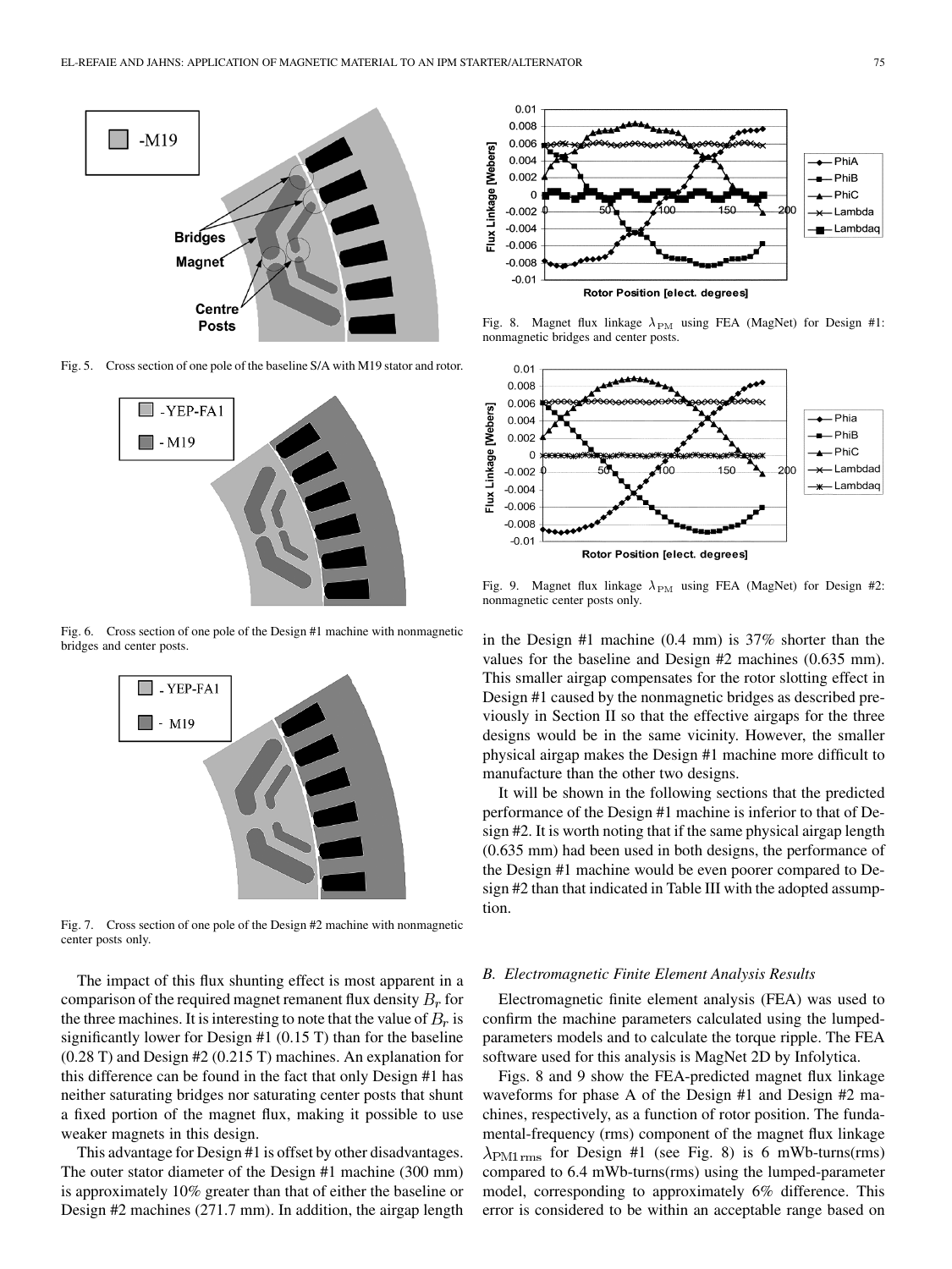Fig. 5. Cross section of one pole of the baseline S/A with M19 stator and rotor.

Fig. 6. Cross section of one pole of the Design #1 machine with nonmagnetic bridges and center posts.

Fig. 7. Cross section of one pole of the Design #2 machine with nonmagnetic center posts only.

The impact of this flux shunting effect is most apparent in a comparison of the required magnet remanent flux density $B_r$ for the three machines. It is interesting to note that the value of $B_r$ is significantly lower for Design #1 (0.15 T) than for the baseline (0.28 T) and Design #2 (0.215 T) machines. An explanation for this difference can be found in the fact that only Design #1 has neither saturating bridges nor saturating center posts that shunt a fixed portion of the magnet flux, making it possible to use weaker magnets in this design.

This advantage for Design #1 is offset by other disadvantages. The outer stator diameter of the Design #1 machine (300 mm) is approximately 10% greater than that of either the baseline or Design #2 machines (271.7 mm). In addition, the airgap length in the Design #1 machine (0.4 mm) is 37% shorter than the values for the baseline and Design #2 machines (0.635 mm). This smaller airgap compensates for the rotor slotting effect in Design #1 caused by the nonmagnetic bridges as described previously in Section II so that the effective airgaps for the three designs would be in the same vicinity. However, the smaller physical airgap makes the Design #1 machine more difficult to manufacture than the other two designs.

Fig. 8. Magnet flux linkage $\lambda_{\text{PM}}$ using FEA (MagNet) for Design #1: nonmagnetic bridges and center posts.

Fig. 9. Magnet flux linkage $\lambda_{\text{PM}}$ using FEA (MagNet) for Design #2: nonmagnetic center posts only.

It will be shown in the following sections that the predicted performance of the Design #1 machine is inferior to that of Design #2. It is worth noting that if the same physical airgap length (0.635 mm) had been used in both designs, the performance of the Design #1 machine would be even poorer compared to Design #2 than that indicated in Table III with the adopted assumption.

### B. Electromagnetic Finite Element Analysis Results

Electromagnetic finite element analysis (FEA) was used to confirm the machine parameters calculated using the lumped-parameters models and to calculate the torque ripple. The FEA software used for this analysis is MagNet 2D by Infolytica.

Figs. 8 and 9 show the FEA-predicted magnet flux linkage waveforms for phase A of the Design #1 and Design #2 machines, respectively, as a function of rotor position. The fundamental-frequency (rms) component of the magnet flux linkage $\lambda_{\text{PM1 rms}}$ for Design #1 (see Fig. 8) is 6 mWb-turns(rms) compared to 6.4 mWb-turns(rms) using the lumped-parameter model, corresponding to approximately 6% difference. This error is considered to be within an acceptable range based on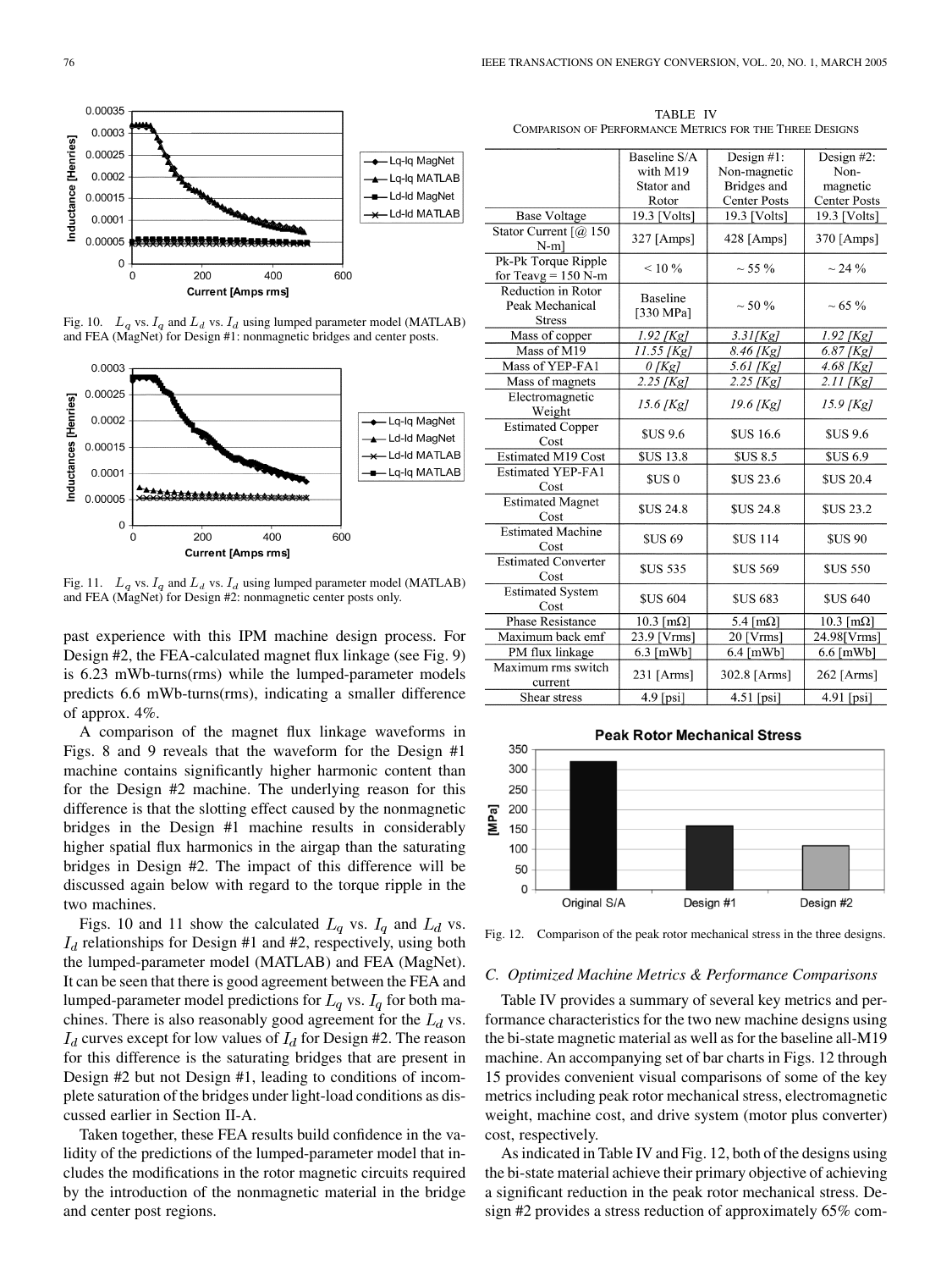Fig. 10. $L_q$ vs. $I_q$ and $L_d$ vs. $I_d$ using lumped parameter model (MATLAB) and FEA (MagNet) for Design #1: nonmagnetic bridges and center posts.

Fig. 11. $L_q$ vs. $I_q$ and $L_d$ vs. $I_d$ using lumped parameter model (MATLAB) and FEA (MagNet) for Design #2: nonmagnetic center posts only.

past experience with this IPM machine design process. For Design #2, the FEA-calculated magnet flux linkage (see Fig. 9) is 6.23 mWb-turns(rms) while the lumped-parameter models predicts 6.6 mWb-turns(rms), indicating a smaller difference of approx. 4%.

A comparison of the magnet flux linkage waveforms in Figs. 8 and 9 reveals that the waveform for the Design #1 machine contains significantly higher harmonic content than for the Design #2 machine. The underlying reason for this difference is that the slotting effect caused by the nonmagnetic bridges in the Design #1 machine results in considerably higher spatial flux harmonics in the airgap than the saturating bridges in Design #2. The impact of this difference will be discussed again below with regard to the torque ripple in the two machines.

Figs. 10 and 11 show the calculated $L_q$ vs. $I_q$ and $L_d$ vs. $I_d$ relationships for Design #1 and #2, respectively, using both the lumped-parameter model (MATLAB) and FEA (MagNet). It can be seen that there is good agreement between the FEA and lumped-parameter model predictions for $L_q$ vs. $I_q$ for both machines. There is also reasonably good agreement for the $L_d$ vs. $I_d$ curves except for low values of $I_d$ for Design #2. The reason for this difference is the saturating bridges that are present in Design #2 but not Design #1, leading to conditions of incomplete saturation of the bridges under light-load conditions as discussed earlier in Section II-A.

Taken together, these FEA results build confidence in the validity of the predictions of the lumped-parameter model that includes the modifications in the rotor magnetic circuits required by the introduction of the nonmagnetic material in the bridge and center post regions.

TABLE IV
COMPARISON OF PERFORMANCE METRICS FOR THE THREE DESIGNS

| | Baseline S/A with M19 Stator and Rotor | Design #1: Non-magnetic Bridges and Center Posts | Design #2: Non-magnetic Center Posts |
|---|---|---|---|
| Base Voltage | 19.3 [Volts] | 19.3 [Volts] | 19.3 [Volts] |
| Stator Current [@ 150 N-m] | 327 [Amps] | 428 [Amps] | 370 [Amps] |
| Pk-Pk Torque Ripple for Teavg = 150 N-m | < 10 % | ~ 55 % | ~ 24 % |
| Reduction in Rotor Peak Mechanical Stress | Baseline [330 MPa] | ~ 50 % | ~ 65 % |
| Mass of copper | *1.92 [Kg]* | *3.31[Kg]* | *1.92 [Kg]* |
| Mass of M19 | *11.55 [Kg]* | *8.46 [Kg]* | *6.87 [Kg]* |
| Mass of YEP-FA1 | *0 [Kg]* | *5.61 [Kg]* | *4.68 [Kg]* |
| Mass of magnets | *2.25 [Kg]* | *2.25 [Kg]* | *2.11 [Kg]* |
| Electromagnetic Weight | *15.6 [Kg]* | *19.6 [Kg]* | *15.9 [Kg]* |
| Estimated Copper Cost | $US 9.6 | $US 16.6 | $US 9.6 |
| Estimated M19 Cost | $US 13.8 | $US 8.5 | $US 6.9 |
| Estimated YEP-FA1 Cost | $US 0 | $US 23.6 | $US 20.4 |
| Estimated Magnet Cost | $US 24.8 | $US 24.8 | $US 23.2 |
| Estimated Machine Cost | $US 69 | $US 114 | $US 90 |
| Estimated Converter Cost | $US 535 | $US 569 | $US 550 |
| Estimated System Cost | $US 604 | $US 683 | $US 640 |
| Phase Resistance | 10.3 [mΩ] | 5.4 [mΩ] | 10.3 [mΩ] |
| Maximum back emf | 23.9 [Vrms] | 20 [Vrms] | 24.98[Vrms] |
| PM flux linkage | 6.3 [mWb] | 6.4 [mWb] | 6.6 [mWb] |
| Maximum rms switch current | 231 [Arms] | 302.8 [Arms] | 262 [Arms] |
| Shear stress | 4.9 [psi] | 4.51 [psi] | 4.91 [psi] |

Fig. 12. Comparison of the peak rotor mechanical stress in the three designs.

### C. Optimized Machine Metrics & Performance Comparisons

Table IV provides a summary of several key metrics and performance characteristics for the two new machine designs using the bi-state magnetic material as well as for the baseline all-M19 machine. An accompanying set of bar charts in Figs. 12 through 15 provides convenient visual comparisons of some of the key metrics including peak rotor mechanical stress, electromagnetic weight, machine cost, and drive system (motor plus converter) cost, respectively.

As indicated in Table IV and Fig. 12, both of the designs using the bi-state material achieve their primary objective of achieving a significant reduction in the peak rotor mechanical stress. Design #2 provides a stress reduction of approximately 65% com-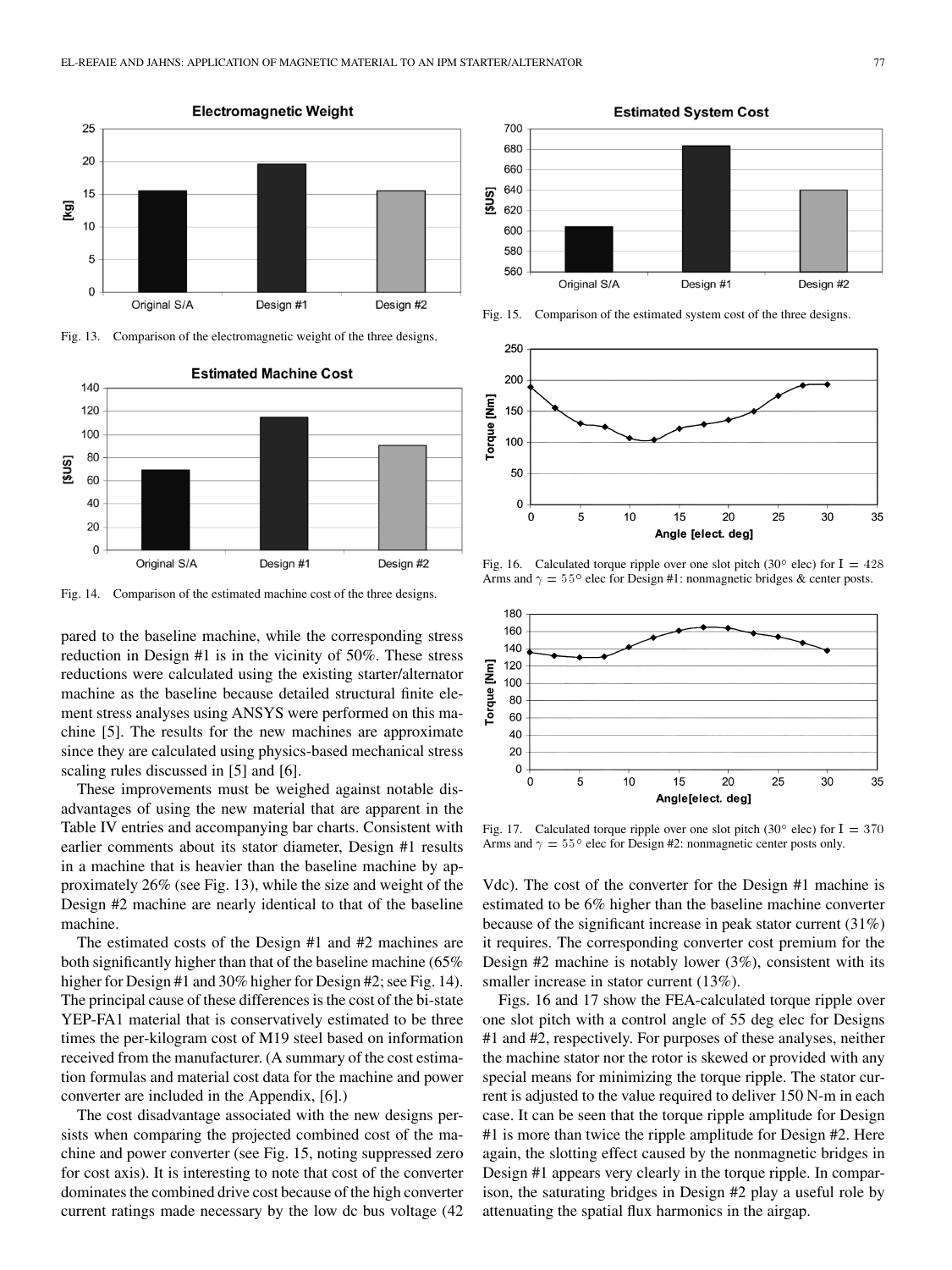Fig. 13. Comparison of the electromagnetic weight of the three designs.

Fig. 14. Comparison of the estimated machine cost of the three designs.

pared to the baseline machine, while the corresponding stress reduction in Design #1 is in the vicinity of 50%. These stress reductions were calculated using the existing starter/alternator machine as the baseline because detailed structural finite element stress analyses using ANSYS were performed on this machine [5]. The results for the new machines are approximate since they are calculated using physics-based mechanical stress scaling rules discussed in [5] and [6].

These improvements must be weighed against notable disadvantages of using the new material that are apparent in the Table IV entries and accompanying bar charts. Consistent with earlier comments about its stator diameter, Design #1 results in a machine that is heavier than the baseline machine by approximately 26% (see Fig. 13), while the size and weight of the Design #2 machine are nearly identical to that of the baseline machine.

The estimated costs of the Design #1 and #2 machines are both significantly higher than that of the baseline machine (65% higher for Design #1 and 30% higher for Design #2; see Fig. 14). The principal cause of these differences is the cost of the bi-state YEP-FA1 material that is conservatively estimated to be three times the per-kilogram cost of M19 steel based on information received from the manufacturer. (A summary of the cost estimation formulas and material cost data for the machine and power converter are included in the Appendix, [6].)

The cost disadvantage associated with the new designs persists when comparing the projected combined cost of the machine and power converter (see Fig. 15, noting suppressed zero for cost axis). It is interesting to note that cost of the converter dominates the combined drive cost because of the high converter current ratings made necessary by the low dc bus voltage (42 Vdc). The cost of the converter for the Design #1 machine is estimated to be 6% higher than the baseline machine converter because of the significant increase in peak stator current (31%) it requires. The corresponding converter cost premium for the Design #2 machine is notably lower (3%), consistent with its smaller increase in stator current (13%).

Fig. 15. Comparison of the estimated system cost of the three designs.

Fig. 16. Calculated torque ripple over one slot pitch (30° elec) for $I = 428$ Arms and $\gamma = 55°$ elec for Design #1: nonmagnetic bridges & center posts.

Fig. 17. Calculated torque ripple over one slot pitch (30° elec) for $I = 370$ Arms and $\gamma = 55°$ elec for Design #2: nonmagnetic center posts only.

Figs. 16 and 17 show the FEA-calculated torque ripple over one slot pitch with a control angle of 55 deg elec for Designs #1 and #2, respectively. For purposes of these analyses, neither the machine stator nor the rotor is skewed or provided with any special means for minimizing the torque ripple. The stator current is adjusted to the value required to deliver 150 N-m in each case. It can be seen that the torque ripple amplitude for Design #1 is more than twice the ripple amplitude for Design #2. Here again, the slotting effect caused by the nonmagnetic bridges in Design #1 appears very clearly in the torque ripple. In comparison, the saturating bridges in Design #2 play a useful role by attenuating the spatial flux harmonics in the airgap.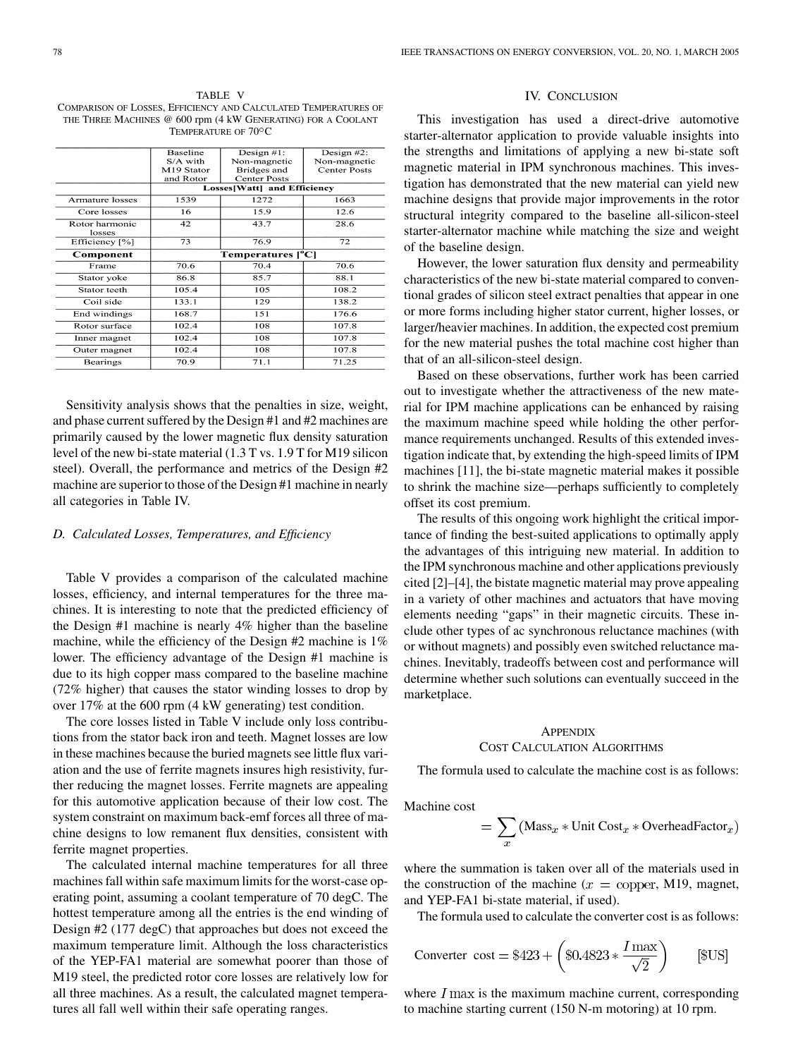TABLE V
COMPARISON OF LOSSES, EFFICIENCY AND CALCULATED TEMPERATURES OF THE THREE MACHINES @ 600 rpm (4 kW GENERATING) FOR A COOLANT TEMPERATURE OF 70°C

| | Baseline S/A with M19 Stator and Rotor | Design #1: Non-magnetic Bridges and Center Posts | Design #2: Non-magnetic Center Posts |
|---|---|---|---|
| | **Losses[Watt] and Efficiency** | | |
| Armature losses | 1539 | 1272 | 1663 |
| Core losses | 16 | 15.9 | 12.6 |
| Rotor harmonic losses | 42 | 43.7 | 28.6 |
| Efficiency [%] | 73 | 76.9 | 72 |
| **Component** | **Temperatures [°C]** | | |
| Frame | 70.6 | 70.4 | 70.6 |
| Stator yoke | 86.8 | 85.7 | 88.1 |
| Stator teeth | 105.4 | 105 | 108.2 |
| Coil side | 133.1 | 129 | 138.2 |
| End windings | 168.7 | 151 | 176.6 |
| Rotor surface | 102.4 | 108 | 107.8 |
| Inner magnet | 102.4 | 108 | 107.8 |
| Outer magnet | 102.4 | 108 | 107.8 |
| Bearings | 70.9 | 71.1 | 71.25 |

Sensitivity analysis shows that the penalties in size, weight, and phase current suffered by the Design #1 and #2 machines are primarily caused by the lower magnetic flux density saturation level of the new bi-state material (1.3 T vs. 1.9 T for M19 silicon steel). Overall, the performance and metrics of the Design #2 machine are superior to those of the Design #1 machine in nearly all categories in Table IV.

### *D. Calculated Losses, Temperatures, and Efficiency*

Table V provides a comparison of the calculated machine losses, efficiency, and internal temperatures for the three machines. It is interesting to note that the predicted efficiency of the Design #1 machine is nearly 4% higher than the baseline machine, while the efficiency of the Design #2 machine is 1% lower. The efficiency advantage of the Design #1 machine is due to its high copper mass compared to the baseline machine (72% higher) that causes the stator winding losses to drop by over 17% at the 600 rpm (4 kW generating) test condition.

The core losses listed in Table V include only loss contributions from the stator back iron and teeth. Magnet losses are low in these machines because the buried magnets see little flux variation and the use of ferrite magnets insures high resistivity, further reducing the magnet losses. Ferrite magnets are appealing for this automotive application because of their low cost. The system constraint on maximum back-emf forces all three of machine designs to low remanent flux densities, consistent with ferrite magnet properties.

The calculated internal machine temperatures for all three machines fall within safe maximum limits for the worst-case operating point, assuming a coolant temperature of 70 degC. The hottest temperature among all the entries is the end winding of Design #2 (177 degC) that approaches but does not exceed the maximum temperature limit. Although the loss characteristics of the YEP-FA1 material are somewhat poorer than those of M19 steel, the predicted rotor core losses are relatively low for all three machines. As a result, the calculated magnet temperatures all fall well within their safe operating ranges.

## IV. CONCLUSION

This investigation has used a direct-drive automotive starter-alternator application to provide valuable insights into the strengths and limitations of applying a new bi-state soft magnetic material in IPM synchronous machines. This investigation has demonstrated that the new material can yield new machine designs that provide major improvements in the rotor structural integrity compared to the baseline all-silicon-steel starter-alternator machine while matching the size and weight of the baseline design.

However, the lower saturation flux density and permeability characteristics of the new bi-state material compared to conventional grades of silicon steel extract penalties that appear in one or more forms including higher stator current, higher losses, or larger/heavier machines. In addition, the expected cost premium for the new material pushes the total machine cost higher than that of an all-silicon-steel design.

Based on these observations, further work has been carried out to investigate whether the attractiveness of the new material for IPM machine applications can be enhanced by raising the maximum machine speed while holding the other performance requirements unchanged. Results of this extended investigation indicate that, by extending the high-speed limits of IPM machines [11], the bi-state magnetic material makes it possible to shrink the machine size—perhaps sufficiently to completely offset its cost premium.

The results of this ongoing work highlight the critical importance of finding the best-suited applications to optimally apply the advantages of this intriguing new material. In addition to the IPM synchronous machine and other applications previously cited [2]–[4], the bistate magnetic material may prove appealing in a variety of other machines and actuators that have moving elements needing "gaps" in their magnetic circuits. These include other types of ac synchronous reluctance machines (with or without magnets) and possibly even switched reluctance machines. Inevitably, tradeoffs between cost and performance will determine whether such solutions can eventually succeed in the marketplace.

## APPENDIX
## COST CALCULATION ALGORITHMS

The formula used to calculate the machine cost is as follows:

$$\text{Machine cost} = \sum_{x} (\text{Mass}_x * \text{Unit Cost}_x * \text{OverheadFactor}_x)$$

where the summation is taken over all of the materials used in the construction of the machine ($x = \text{copper}$, M19, magnet, and YEP-FA1 bi-state material, if used).

The formula used to calculate the converter cost is as follows:

$$\text{Converter cost} = \$423 + \left(\$0.4823 * \frac{I\max}{\sqrt{2}}\right) \qquad [\$\text{US}]$$

where $I\max$ is the maximum machine current, corresponding to machine starting current (150 N-m motoring) at 10 rpm.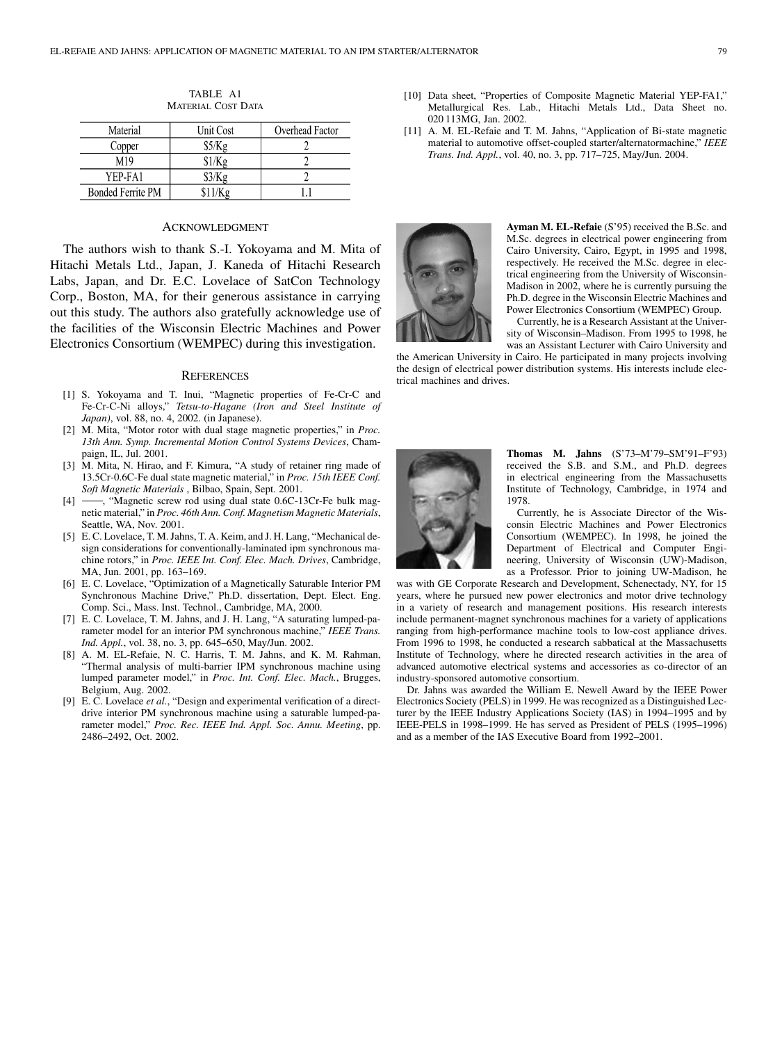TABLE A1
MATERIAL COST DATA

| Material | Unit Cost | Overhead Factor |
|---|---|---|
| Copper | \$5/Kg | 2 |
| M19 | \$1/Kg | 2 |
| YEP-FA1 | \$3/Kg | 2 |
| Bonded Ferrite PM | \$11/Kg | 1.1 |

## ACKNOWLEDGMENT

The authors wish to thank S.-I. Yokoyama and M. Mita of Hitachi Metals Ltd., Japan, J. Kaneda of Hitachi Research Labs, Japan, and Dr. E.C. Lovelace of SatCon Technology Corp., Boston, MA, for their generous assistance in carrying out this study. The authors also gratefully acknowledge use of the facilities of the Wisconsin Electric Machines and Power Electronics Consortium (WEMPEC) during this investigation.

## REFERENCES

[1] S. Yokoyama and T. Inui, "Magnetic properties of Fe-Cr-C and Fe-Cr-C-Ni alloys," *Tetsu-to-Hagane (Iron and Steel Institute of Japan)*, vol. 88, no. 4, 2002. (in Japanese).

[2] M. Mita, "Motor rotor with dual stage magnetic properties," in *Proc. 13th Ann. Symp. Incremental Motion Control Systems Devices*, Champaign, IL, Jul. 2001.

[3] M. Mita, N. Hirao, and F. Kimura, "A study of retainer ring made of 13.5Cr-0.6C-Fe dual state magnetic material," in *Proc. 15th IEEE Conf. Soft Magnetic Materials* , Bilbao, Spain, Sept. 2001.

[4] ——, "Magnetic screw rod using dual state 0.6C-13Cr-Fe bulk magnetic material," in *Proc. 46th Ann. Conf. Magnetism Magnetic Materials*, Seattle, WA, Nov. 2001.

[5] E. C. Lovelace, T. M. Jahns, T. A. Keim, and J. H. Lang, "Mechanical design considerations for conventionally-laminated ipm synchronous machine rotors," in *Proc. IEEE Int. Conf. Elec. Mach. Drives*, Cambridge, MA, Jun. 2001, pp. 163–169.

[6] E. C. Lovelace, "Optimization of a Magnetically Saturable Interior PM Synchronous Machine Drive," Ph.D. dissertation, Dept. Elect. Eng. Comp. Sci., Mass. Inst. Technol., Cambridge, MA, 2000.

[7] E. C. Lovelace, T. M. Jahns, and J. H. Lang, "A saturating lumped-parameter model for an interior PM synchronous machine," *IEEE Trans. Ind. Appl.*, vol. 38, no. 3, pp. 645–650, May/Jun. 2002.

[8] A. M. EL-Refaie, N. C. Harris, T. M. Jahns, and K. M. Rahman, "Thermal analysis of multi-barrier IPM synchronous machine using lumped parameter model," in *Proc. Int. Conf. Elec. Mach.*, Brugges, Belgium, Aug. 2002.

[9] E. C. Lovelace *et al.*, "Design and experimental verification of a direct-drive interior PM synchronous machine using a saturable lumped-parameter model," *Proc. Rec. IEEE Ind. Appl. Soc. Annu. Meeting*, pp. 2486–2492, Oct. 2002.

[10] Data sheet, "Properties of Composite Magnetic Material YEP-FA1," Metallurgical Res. Lab., Hitachi Metals Ltd., Data Sheet no. 020 113MG, Jan. 2002.

[11] A. M. EL-Refaie and T. M. Jahns, "Application of Bi-state magnetic material to automotive offset-coupled starter/alternatormachine," *IEEE Trans. Ind. Appl.*, vol. 40, no. 3, pp. 717–725, May/Jun. 2004.

**Ayman M. EL-Refaie** (S'95) received the B.Sc. and M.Sc. degrees in electrical power engineering from Cairo University, Cairo, Egypt, in 1995 and 1998, respectively. He received the M.Sc. degree in electrical engineering from the University of Wisconsin-Madison in 2002, where he is currently pursuing the Ph.D. degree in the Wisconsin Electric Machines and Power Electronics Consortium (WEMPEC) Group.

Currently, he is a Research Assistant at the University of Wisconsin–Madison. From 1995 to 1998, he was an Assistant Lecturer with Cairo University and the American University in Cairo. He participated in many projects involving the design of electrical power distribution systems. His interests include electrical machines and drives.

**Thomas M. Jahns** (S'73–M'79–SM'91–F'93) received the S.B. and S.M., and Ph.D. degrees in electrical engineering from the Massachusetts Institute of Technology, Cambridge, in 1974 and 1978.

Currently, he is Associate Director of the Wisconsin Electric Machines and Power Electronics Consortium (WEMPEC). In 1998, he joined the Department of Electrical and Computer Engineering, University of Wisconsin (UW)-Madison, as a Professor. Prior to joining UW-Madison, he was with GE Corporate Research and Development, Schenectady, NY, for 15 years, where he pursued new power electronics and motor drive technology in a variety of research and management positions. His research interests include permanent-magnet synchronous machines for a variety of applications ranging from high-performance machine tools to low-cost appliance drives. From 1996 to 1998, he conducted a research sabbatical at the Massachusetts Institute of Technology, where he directed research activities in the area of advanced automotive electrical systems and accessories as co-director of an industry-sponsored automotive consortium.

Dr. Jahns was awarded the William E. Newell Award by the IEEE Power Electronics Society (PELS) in 1999. He was recognized as a Distinguished Lecturer by the IEEE Industry Applications Society (IAS) in 1994–1995 and by IEEE-PELS in 1998–1999. He has served as President of PELS (1995–1996) and as a member of the IAS Executive Board from 1992–2001.